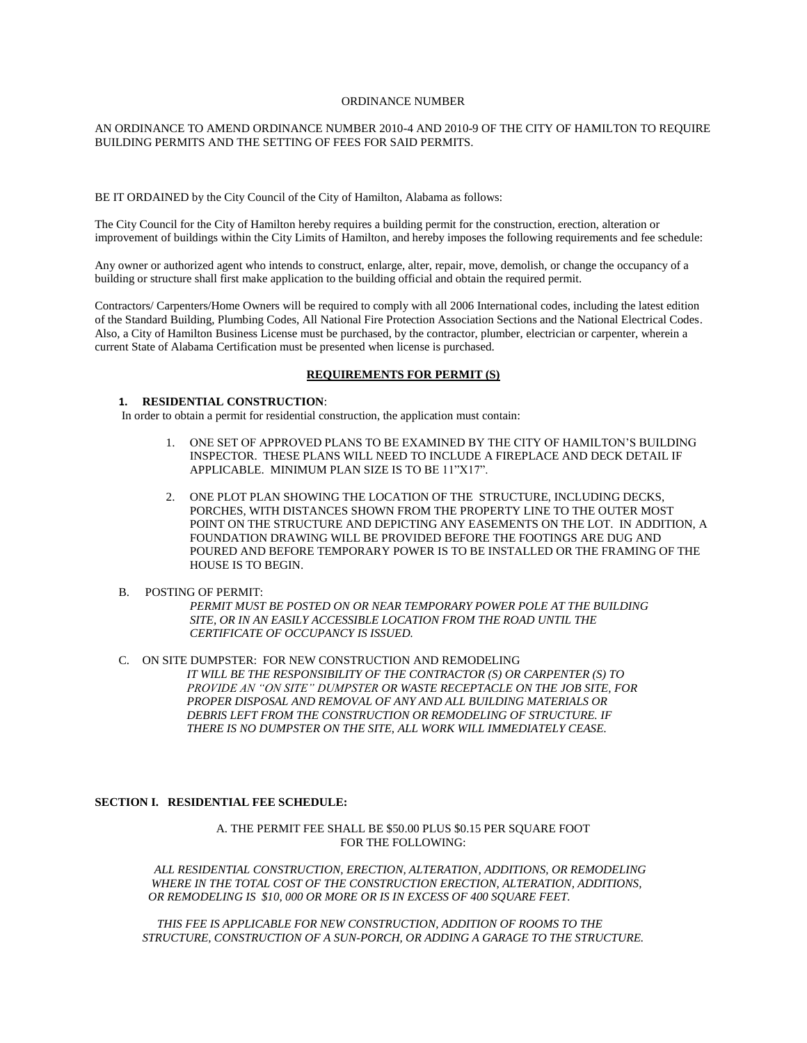ORDINANCE NUMBER

AN ORDINANCE TO AMEND ORDINANCE NUMBER 2010-4 AND 2010-9 OF THE CITY OF HAMILTON TO REQUIRE BUILDING PERMITS AND THE SETTING OF FEES FOR SAID PERMITS.

BE IT ORDAINED by the City Council of the City of Hamilton, Alabama as follows:

The City Council for the City of Hamilton hereby requires a building permit for the construction, erection, alteration or improvement of buildings within the City Limits of Hamilton, and hereby imposes the following requirements and fee schedule:

Any owner or authorized agent who intends to construct, enlarge, alter, repair, move, demolish, or change the occupancy of a building or structure shall first make application to the building official and obtain the required permit.

Contractors/ Carpenters/Home Owners will be required to comply with all 2006 International codes, including the latest edition of the Standard Building, Plumbing Codes, All National Fire Protection Association Sections and the National Electrical Codes. Also, a City of Hamilton Business License must be purchased, by the contractor, plumber, electrician or carpenter, wherein a current State of Alabama Certification must be presented when license is purchased.

**REQUIREMENTS FOR PERMIT (S)**

**1. RESIDENTIAL CONSTRUCTION**:

In order to obtain a permit for residential construction, the application must contain:

1. ONE SET OF APPROVED PLANS TO BE EXAMINED BY THE CITY OF HAMILTON'S BUILDING INSPECTOR. THESE PLANS WILL NEED TO INCLUDE A FIREPLACE AND DECK DETAIL IF APPLICABLE. MINIMUM PLAN SIZE IS TO BE 11"X17".

2. ONE PLOT PLAN SHOWING THE LOCATION OF THE STRUCTURE, INCLUDING DECKS, PORCHES, WITH DISTANCES SHOWN FROM THE PROPERTY LINE TO THE OUTER MOST POINT ON THE STRUCTURE AND DEPICTING ANY EASEMENTS ON THE LOT. IN ADDITION, A FOUNDATION DRAWING WILL BE PROVIDED BEFORE THE FOOTINGS ARE DUG AND POURED AND BEFORE TEMPORARY POWER IS TO BE INSTALLED OR THE FRAMING OF THE HOUSE IS TO BEGIN.

B. POSTING OF PERMIT:

*PERMIT MUST BE POSTED ON OR NEAR TEMPORARY POWER POLE AT THE BUILDING SITE, OR IN AN EASILY ACCESSIBLE LOCATION FROM THE ROAD UNTIL THE CERTIFICATE OF OCCUPANCY IS ISSUED.*

C. ON SITE DUMPSTER: FOR NEW CONSTRUCTION AND REMODELING

*IT WILL BE THE RESPONSIBILITY OF THE CONTRACTOR (S) OR CARPENTER (S) TO PROVIDE AN "ON SITE" DUMPSTER OR WASTE RECEPTACLE ON THE JOB SITE, FOR PROPER DISPOSAL AND REMOVAL OF ANY AND ALL BUILDING MATERIALS OR DEBRIS LEFT FROM THE CONSTRUCTION OR REMODELING OF STRUCTURE. IF THERE IS NO DUMPSTER ON THE SITE, ALL WORK WILL IMMEDIATELY CEASE.*

**SECTION I. RESIDENTIAL FEE SCHEDULE:**

A. THE PERMIT FEE SHALL BE $50.00 PLUS $0.15 PER SQUARE FOOT FOR THE FOLLOWING:

*ALL RESIDENTIAL CONSTRUCTION, ERECTION, ALTERATION, ADDITIONS, OR REMODELING WHERE IN THE TOTAL COST OF THE CONSTRUCTION ERECTION, ALTERATION, ADDITIONS, OR REMODELING IS $10, 000 OR MORE OR IS IN EXCESS OF 400 SQUARE FEET.*

*THIS FEE IS APPLICABLE FOR NEW CONSTRUCTION, ADDITION OF ROOMS TO THE STRUCTURE, CONSTRUCTION OF A SUN-PORCH, OR ADDING A GARAGE TO THE STRUCTURE.*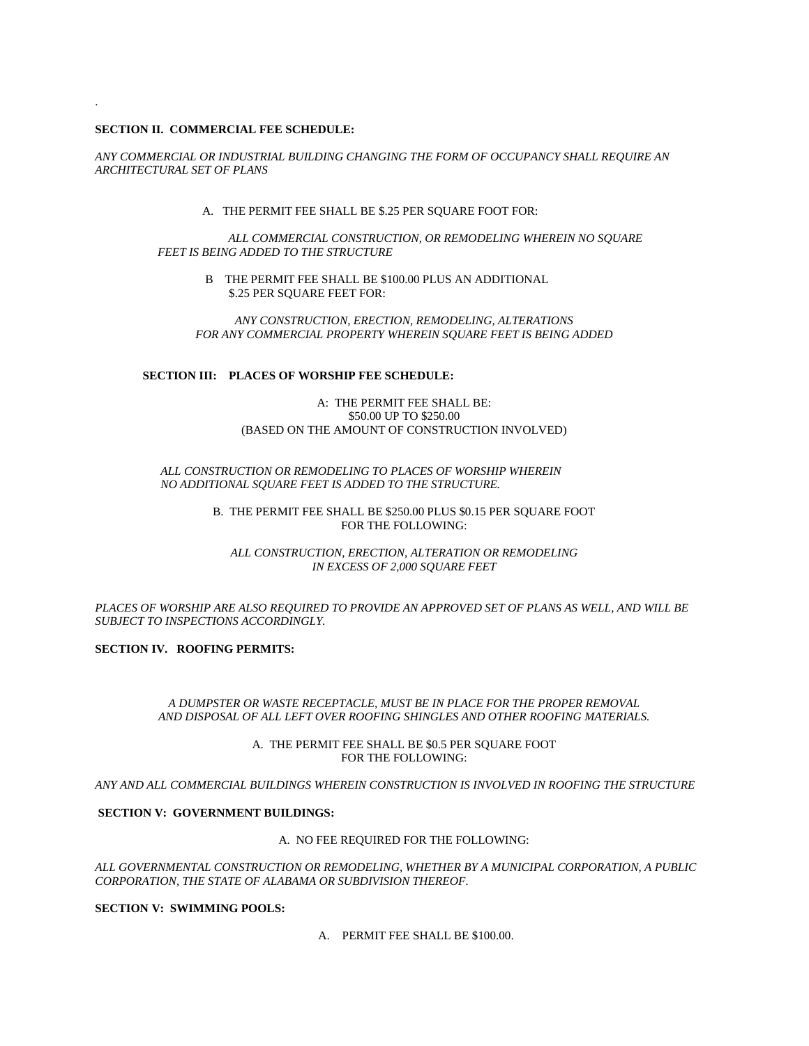.

**SECTION II. COMMERCIAL FEE SCHEDULE:**

*ANY COMMERCIAL OR INDUSTRIAL BUILDING CHANGING THE FORM OF OCCUPANCY SHALL REQUIRE AN ARCHITECTURAL SET OF PLANS*

A. THE PERMIT FEE SHALL BE $.25 PER SQUARE FOOT FOR:

*ALL COMMERCIAL CONSTRUCTION, OR REMODELING WHEREIN NO SQUARE FEET IS BEING ADDED TO THE STRUCTURE*

B THE PERMIT FEE SHALL BE $100.00 PLUS AN ADDITIONAL $.25 PER SQUARE FEET FOR:

*ANY CONSTRUCTION, ERECTION, REMODELING, ALTERATIONS FOR ANY COMMERCIAL PROPERTY WHEREIN SQUARE FEET IS BEING ADDED*

**SECTION III: PLACES OF WORSHIP FEE SCHEDULE:**

A: THE PERMIT FEE SHALL BE:
$50.00 UP TO $250.00
(BASED ON THE AMOUNT OF CONSTRUCTION INVOLVED)

*ALL CONSTRUCTION OR REMODELING TO PLACES OF WORSHIP WHEREIN NO ADDITIONAL SQUARE FEET IS ADDED TO THE STRUCTURE.*

B. THE PERMIT FEE SHALL BE $250.00 PLUS $0.15 PER SQUARE FOOT FOR THE FOLLOWING:

*ALL CONSTRUCTION, ERECTION, ALTERATION OR REMODELING IN EXCESS OF 2,000 SQUARE FEET*

*PLACES OF WORSHIP ARE ALSO REQUIRED TO PROVIDE AN APPROVED SET OF PLANS AS WELL, AND WILL BE SUBJECT TO INSPECTIONS ACCORDINGLY.*

**SECTION IV. ROOFING PERMITS:**

*A DUMPSTER OR WASTE RECEPTACLE, MUST BE IN PLACE FOR THE PROPER REMOVAL AND DISPOSAL OF ALL LEFT OVER ROOFING SHINGLES AND OTHER ROOFING MATERIALS.*

A. THE PERMIT FEE SHALL BE $0.5 PER SQUARE FOOT FOR THE FOLLOWING:

*ANY AND ALL COMMERCIAL BUILDINGS WHEREIN CONSTRUCTION IS INVOLVED IN ROOFING THE STRUCTURE*

**SECTION V: GOVERNMENT BUILDINGS:**

A. NO FEE REQUIRED FOR THE FOLLOWING:

*ALL GOVERNMENTAL CONSTRUCTION OR REMODELING, WHETHER BY A MUNICIPAL CORPORATION, A PUBLIC CORPORATION, THE STATE OF ALABAMA OR SUBDIVISION THEREOF.*

**SECTION V: SWIMMING POOLS:**

A. PERMIT FEE SHALL BE $100.00.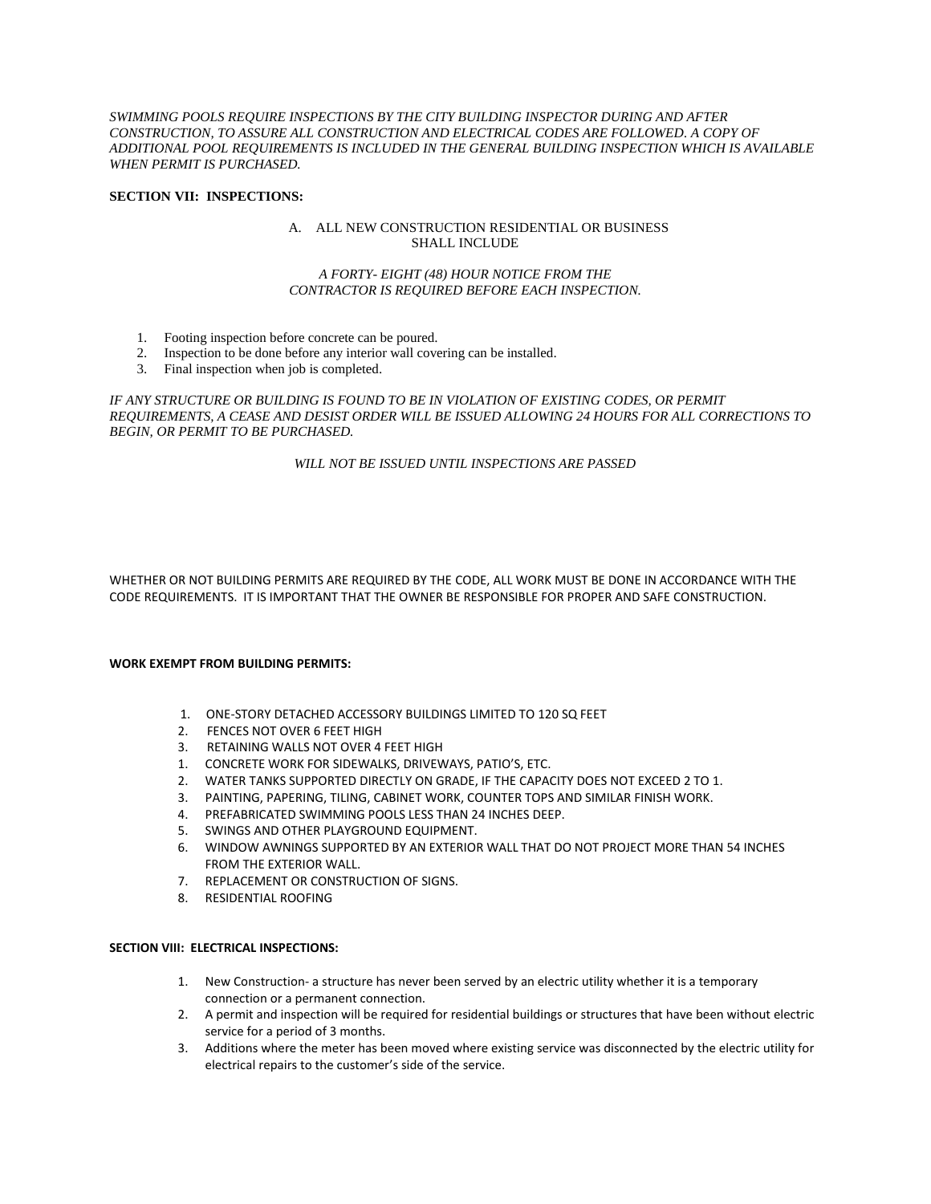*SWIMMING POOLS REQUIRE INSPECTIONS BY THE CITY BUILDING INSPECTOR DURING AND AFTER CONSTRUCTION, TO ASSURE ALL CONSTRUCTION AND ELECTRICAL CODES ARE FOLLOWED. A COPY OF ADDITIONAL POOL REQUIREMENTS IS INCLUDED IN THE GENERAL BUILDING INSPECTION WHICH IS AVAILABLE WHEN PERMIT IS PURCHASED.*

**SECTION VII: INSPECTIONS:**

A. ALL NEW CONSTRUCTION RESIDENTIAL OR BUSINESS SHALL INCLUDE

*A FORTY- EIGHT (48) HOUR NOTICE FROM THE CONTRACTOR IS REQUIRED BEFORE EACH INSPECTION.*

1. Footing inspection before concrete can be poured.
2. Inspection to be done before any interior wall covering can be installed.
3. Final inspection when job is completed.

*IF ANY STRUCTURE OR BUILDING IS FOUND TO BE IN VIOLATION OF EXISTING CODES, OR PERMIT REQUIREMENTS, A CEASE AND DESIST ORDER WILL BE ISSUED ALLOWING 24 HOURS FOR ALL CORRECTIONS TO BEGIN, OR PERMIT TO BE PURCHASED.*

*WILL NOT BE ISSUED UNTIL INSPECTIONS ARE PASSED*

WHETHER OR NOT BUILDING PERMITS ARE REQUIRED BY THE CODE, ALL WORK MUST BE DONE IN ACCORDANCE WITH THE CODE REQUIREMENTS. IT IS IMPORTANT THAT THE OWNER BE RESPONSIBLE FOR PROPER AND SAFE CONSTRUCTION.

**WORK EXEMPT FROM BUILDING PERMITS:**

1. ONE-STORY DETACHED ACCESSORY BUILDINGS LIMITED TO 120 SQ FEET
2. FENCES NOT OVER 6 FEET HIGH
3. RETAINING WALLS NOT OVER 4 FEET HIGH
1. CONCRETE WORK FOR SIDEWALKS, DRIVEWAYS, PATIO'S, ETC.
2. WATER TANKS SUPPORTED DIRECTLY ON GRADE, IF THE CAPACITY DOES NOT EXCEED 2 TO 1.
3. PAINTING, PAPERING, TILING, CABINET WORK, COUNTER TOPS AND SIMILAR FINISH WORK.
4. PREFABRICATED SWIMMING POOLS LESS THAN 24 INCHES DEEP.
5. SWINGS AND OTHER PLAYGROUND EQUIPMENT.
6. WINDOW AWNINGS SUPPORTED BY AN EXTERIOR WALL THAT DO NOT PROJECT MORE THAN 54 INCHES FROM THE EXTERIOR WALL.
7. REPLACEMENT OR CONSTRUCTION OF SIGNS.
8. RESIDENTIAL ROOFING

**SECTION VIII: ELECTRICAL INSPECTIONS:**

1. New Construction- a structure has never been served by an electric utility whether it is a temporary connection or a permanent connection.
2. A permit and inspection will be required for residential buildings or structures that have been without electric service for a period of 3 months.
3. Additions where the meter has been moved where existing service was disconnected by the electric utility for electrical repairs to the customer's side of the service.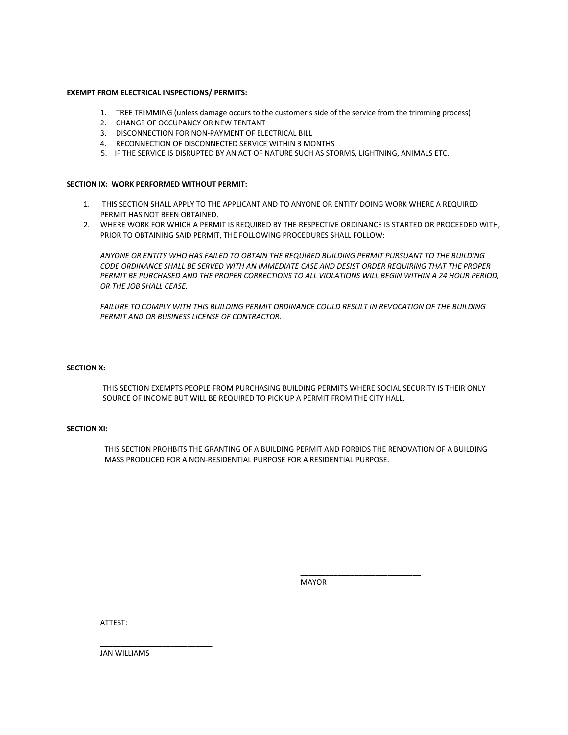**EXEMPT FROM ELECTRICAL INSPECTIONS/ PERMITS:**

1. TREE TRIMMING (unless damage occurs to the customer's side of the service from the trimming process)
2. CHANGE OF OCCUPANCY OR NEW TENTANT
3. DISCONNECTION FOR NON-PAYMENT OF ELECTRICAL BILL
4. RECONNECTION OF DISCONNECTED SERVICE WITHIN 3 MONTHS
5. IF THE SERVICE IS DISRUPTED BY AN ACT OF NATURE SUCH AS STORMS, LIGHTNING, ANIMALS ETC.

**SECTION IX: WORK PERFORMED WITHOUT PERMIT:**

1. THIS SECTION SHALL APPLY TO THE APPLICANT AND TO ANYONE OR ENTITY DOING WORK WHERE A REQUIRED PERMIT HAS NOT BEEN OBTAINED.
2. WHERE WORK FOR WHICH A PERMIT IS REQUIRED BY THE RESPECTIVE ORDINANCE IS STARTED OR PROCEEDED WITH, PRIOR TO OBTAINING SAID PERMIT, THE FOLLOWING PROCEDURES SHALL FOLLOW:

   *ANYONE OR ENTITY WHO HAS FAILED TO OBTAIN THE REQUIRED BUILDING PERMIT PURSUANT TO THE BUILDING CODE ORDINANCE SHALL BE SERVED WITH AN IMMEDIATE CASE AND DESIST ORDER REQUIRING THAT THE PROPER PERMIT BE PURCHASED AND THE PROPER CORRECTIONS TO ALL VIOLATIONS WILL BEGIN WITHIN A 24 HOUR PERIOD, OR THE JOB SHALL CEASE.*

   *FAILURE TO COMPLY WITH THIS BUILDING PERMIT ORDINANCE COULD RESULT IN REVOCATION OF THE BUILDING PERMIT AND OR BUSINESS LICENSE OF CONTRACTOR.*

**SECTION X:**

THIS SECTION EXEMPTS PEOPLE FROM PURCHASING BUILDING PERMITS WHERE SOCIAL SECURITY IS THEIR ONLY SOURCE OF INCOME BUT WILL BE REQUIRED TO PICK UP A PERMIT FROM THE CITY HALL.

**SECTION XI:**

THIS SECTION PROHBITS THE GRANTING OF A BUILDING PERMIT AND FORBIDS THE RENOVATION OF A BUILDING MASS PRODUCED FOR A NON-RESIDENTIAL PURPOSE FOR A RESIDENTIAL PURPOSE.

\_\_\_\_\_\_\_\_\_\_\_\_\_\_\_\_\_\_\_\_\_\_\_\_\_\_\_\_\_\_

MAYOR

ATTEST:

\_\_\_\_\_\_\_\_\_\_\_\_\_\_\_\_\_\_\_\_\_\_\_\_\_\_\_\_

JAN WILLIAMS